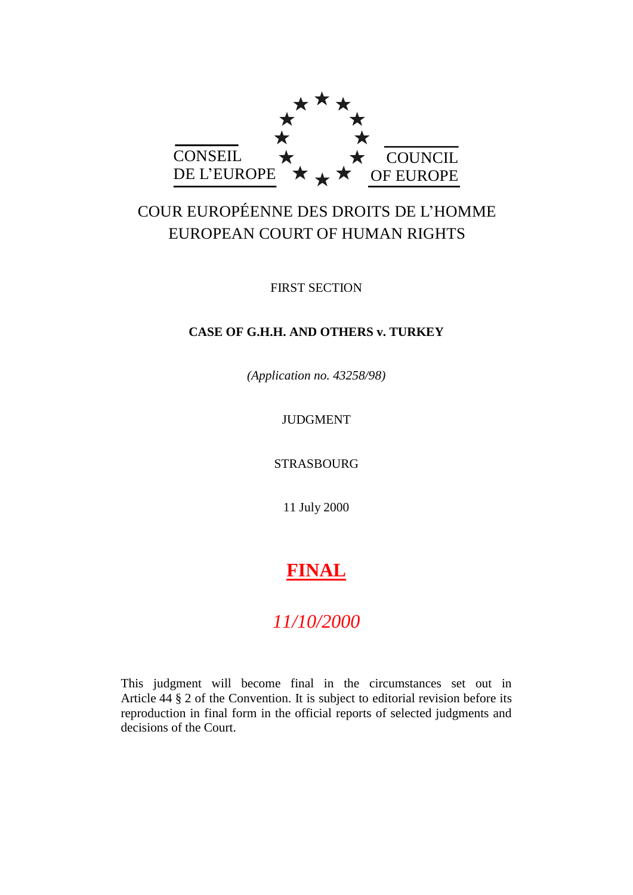CONSEIL DE L'EUROPE

COUNCIL OF EUROPE

COUR EUROPÉENNE DES DROITS DE L'HOMME
EUROPEAN COURT OF HUMAN RIGHTS

FIRST SECTION

**CASE OF G.H.H. AND OTHERS v. TURKEY**

*(Application no. 43258/98)*

JUDGMENT

STRASBOURG

11 July 2000

**FINAL**

*11/10/2000*

This judgment will become final in the circumstances set out in Article 44 § 2 of the Convention. It is subject to editorial revision before its reproduction in final form in the official reports of selected judgments and decisions of the Court.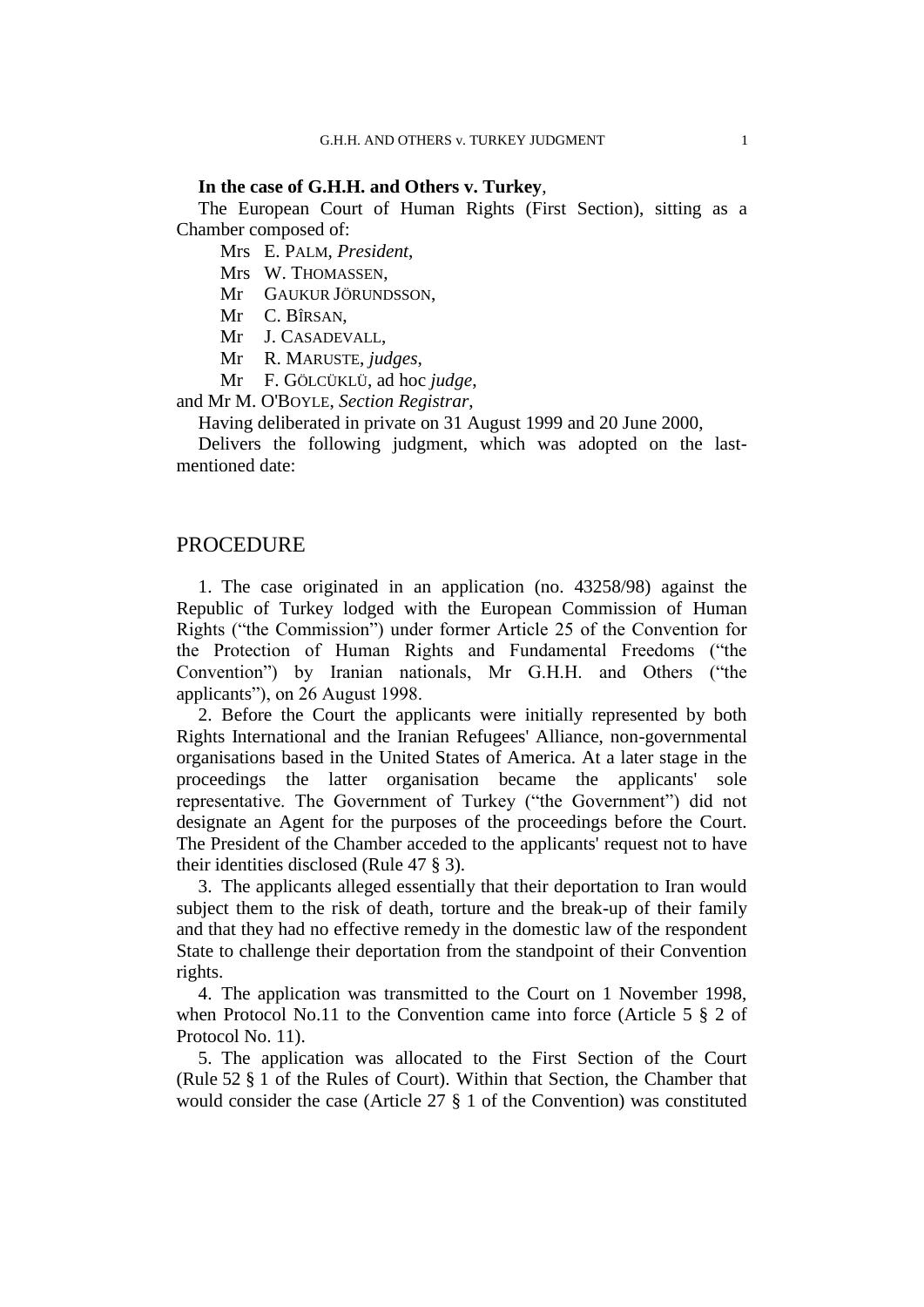**In the case of G.H.H. and Others v. Turkey**,

The European Court of Human Rights (First Section), sitting as a Chamber composed of:

Mrs E. PALM, *President*,
Mrs W. THOMASSEN,
Mr GAUKUR JÖRUNDSSON,
Mr C. BÎRSAN,
Mr J. CASADEVALL,
Mr R. MARUSTE, *judges*,
Mr F. GÖLCÜKLÜ, ad hoc *judge*,

and Mr M. O'BOYLE, *Section Registrar*,

Having deliberated in private on 31 August 1999 and 20 June 2000,

Delivers the following judgment, which was adopted on the last-mentioned date:

# PROCEDURE

1. The case originated in an application (no. 43258/98) against the Republic of Turkey lodged with the European Commission of Human Rights ("the Commission") under former Article 25 of the Convention for the Protection of Human Rights and Fundamental Freedoms ("the Convention") by Iranian nationals, Mr G.H.H. and Others ("the applicants"), on 26 August 1998.

2. Before the Court the applicants were initially represented by both Rights International and the Iranian Refugees' Alliance, non-governmental organisations based in the United States of America. At a later stage in the proceedings the latter organisation became the applicants' sole representative. The Government of Turkey ("the Government") did not designate an Agent for the purposes of the proceedings before the Court. The President of the Chamber acceded to the applicants' request not to have their identities disclosed (Rule 47 § 3).

3. The applicants alleged essentially that their deportation to Iran would subject them to the risk of death, torture and the break-up of their family and that they had no effective remedy in the domestic law of the respondent State to challenge their deportation from the standpoint of their Convention rights.

4. The application was transmitted to the Court on 1 November 1998, when Protocol No.11 to the Convention came into force (Article 5 § 2 of Protocol No. 11).

5. The application was allocated to the First Section of the Court (Rule 52 § 1 of the Rules of Court). Within that Section, the Chamber that would consider the case (Article 27 § 1 of the Convention) was constituted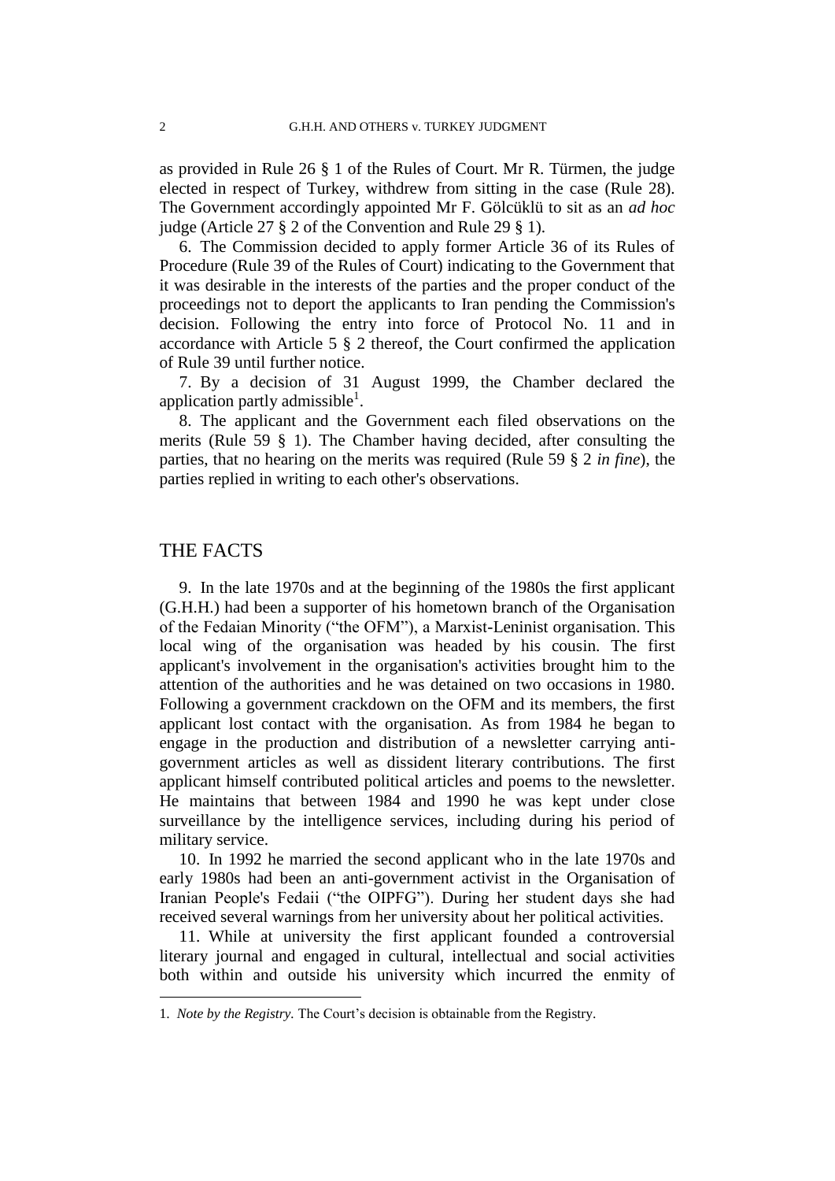as provided in Rule 26 § 1 of the Rules of Court. Mr R. Türmen, the judge elected in respect of Turkey, withdrew from sitting in the case (Rule 28). The Government accordingly appointed Mr F. Gölcüklü to sit as an *ad hoc* judge (Article 27 § 2 of the Convention and Rule 29 § 1).

6. The Commission decided to apply former Article 36 of its Rules of Procedure (Rule 39 of the Rules of Court) indicating to the Government that it was desirable in the interests of the parties and the proper conduct of the proceedings not to deport the applicants to Iran pending the Commission's decision. Following the entry into force of Protocol No. 11 and in accordance with Article 5 § 2 thereof, the Court confirmed the application of Rule 39 until further notice.

7. By a decision of 31 August 1999, the Chamber declared the application partly admissible[1].

8. The applicant and the Government each filed observations on the merits (Rule 59 § 1). The Chamber having decided, after consulting the parties, that no hearing on the merits was required (Rule 59 § 2 *in fine*), the parties replied in writing to each other's observations.

## THE FACTS

9. In the late 1970s and at the beginning of the 1980s the first applicant (G.H.H.) had been a supporter of his hometown branch of the Organisation of the Fedaian Minority ("the OFM"), a Marxist-Leninist organisation. This local wing of the organisation was headed by his cousin. The first applicant's involvement in the organisation's activities brought him to the attention of the authorities and he was detained on two occasions in 1980. Following a government crackdown on the OFM and its members, the first applicant lost contact with the organisation. As from 1984 he began to engage in the production and distribution of a newsletter carrying anti-government articles as well as dissident literary contributions. The first applicant himself contributed political articles and poems to the newsletter. He maintains that between 1984 and 1990 he was kept under close surveillance by the intelligence services, including during his period of military service.

10. In 1992 he married the second applicant who in the late 1970s and early 1980s had been an anti-government activist in the Organisation of Iranian People's Fedaii ("the OIPFG"). During her student days she had received several warnings from her university about her political activities.

11. While at university the first applicant founded a controversial literary journal and engaged in cultural, intellectual and social activities both within and outside his university which incurred the enmity of

1. *Note by the Registry.* The Court's decision is obtainable from the Registry.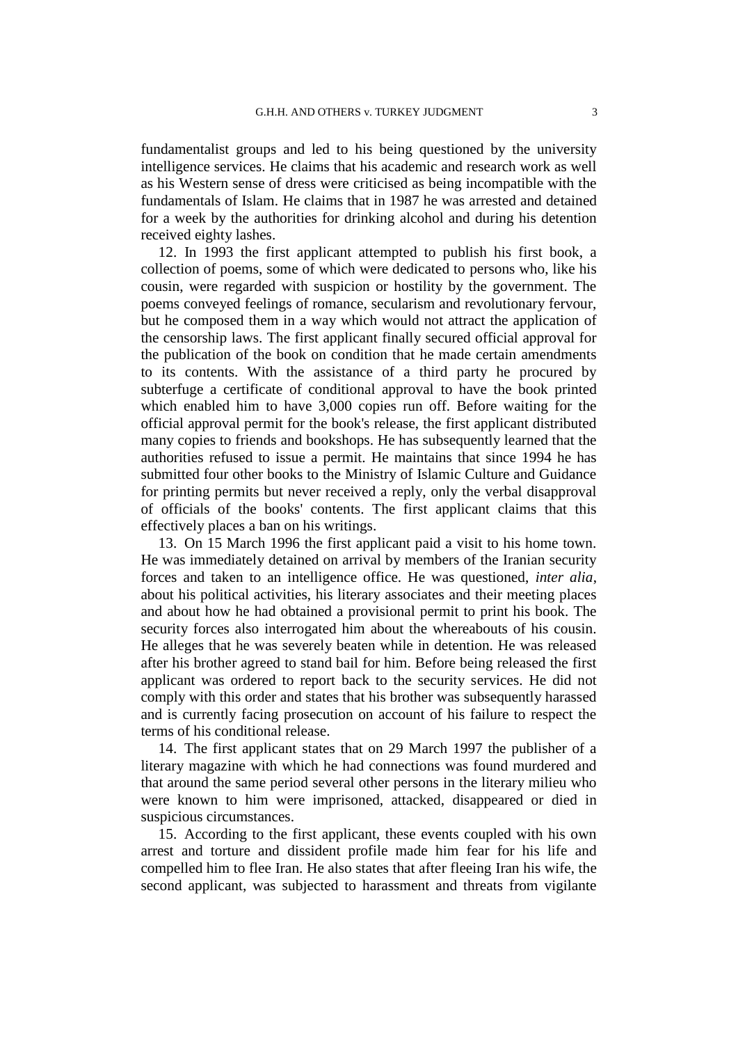fundamentalist groups and led to his being questioned by the university intelligence services. He claims that his academic and research work as well as his Western sense of dress were criticised as being incompatible with the fundamentals of Islam. He claims that in 1987 he was arrested and detained for a week by the authorities for drinking alcohol and during his detention received eighty lashes.

12. In 1993 the first applicant attempted to publish his first book, a collection of poems, some of which were dedicated to persons who, like his cousin, were regarded with suspicion or hostility by the government. The poems conveyed feelings of romance, secularism and revolutionary fervour, but he composed them in a way which would not attract the application of the censorship laws. The first applicant finally secured official approval for the publication of the book on condition that he made certain amendments to its contents. With the assistance of a third party he procured by subterfuge a certificate of conditional approval to have the book printed which enabled him to have 3,000 copies run off. Before waiting for the official approval permit for the book's release, the first applicant distributed many copies to friends and bookshops. He has subsequently learned that the authorities refused to issue a permit. He maintains that since 1994 he has submitted four other books to the Ministry of Islamic Culture and Guidance for printing permits but never received a reply, only the verbal disapproval of officials of the books' contents. The first applicant claims that this effectively places a ban on his writings.

13. On 15 March 1996 the first applicant paid a visit to his home town. He was immediately detained on arrival by members of the Iranian security forces and taken to an intelligence office. He was questioned, *inter alia*, about his political activities, his literary associates and their meeting places and about how he had obtained a provisional permit to print his book. The security forces also interrogated him about the whereabouts of his cousin. He alleges that he was severely beaten while in detention. He was released after his brother agreed to stand bail for him. Before being released the first applicant was ordered to report back to the security services. He did not comply with this order and states that his brother was subsequently harassed and is currently facing prosecution on account of his failure to respect the terms of his conditional release.

14. The first applicant states that on 29 March 1997 the publisher of a literary magazine with which he had connections was found murdered and that around the same period several other persons in the literary milieu who were known to him were imprisoned, attacked, disappeared or died in suspicious circumstances.

15. According to the first applicant, these events coupled with his own arrest and torture and dissident profile made him fear for his life and compelled him to flee Iran. He also states that after fleeing Iran his wife, the second applicant, was subjected to harassment and threats from vigilante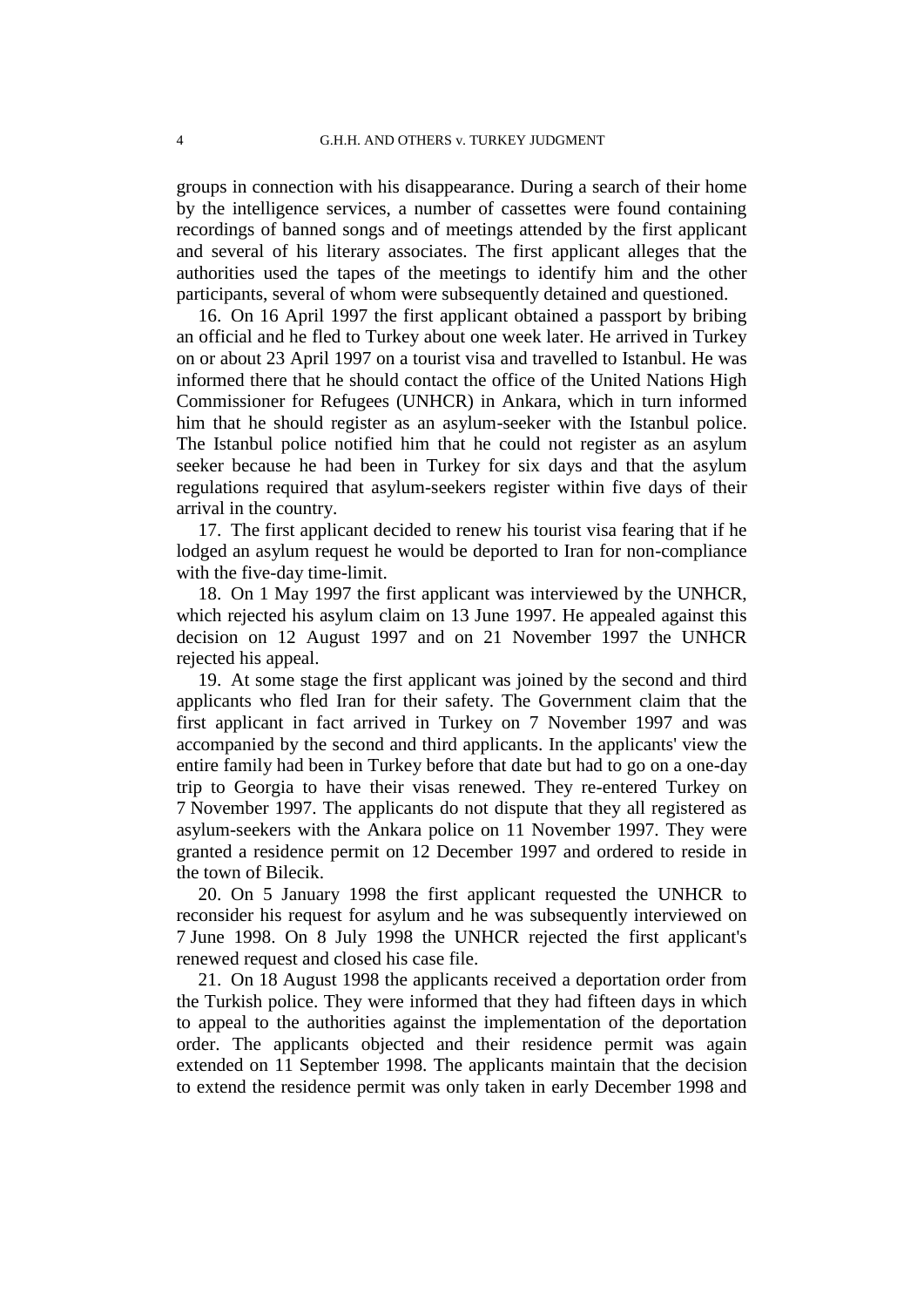groups in connection with his disappearance. During a search of their home by the intelligence services, a number of cassettes were found containing recordings of banned songs and of meetings attended by the first applicant and several of his literary associates. The first applicant alleges that the authorities used the tapes of the meetings to identify him and the other participants, several of whom were subsequently detained and questioned.

16. On 16 April 1997 the first applicant obtained a passport by bribing an official and he fled to Turkey about one week later. He arrived in Turkey on or about 23 April 1997 on a tourist visa and travelled to Istanbul. He was informed there that he should contact the office of the United Nations High Commissioner for Refugees (UNHCR) in Ankara, which in turn informed him that he should register as an asylum-seeker with the Istanbul police. The Istanbul police notified him that he could not register as an asylum seeker because he had been in Turkey for six days and that the asylum regulations required that asylum-seekers register within five days of their arrival in the country.

17. The first applicant decided to renew his tourist visa fearing that if he lodged an asylum request he would be deported to Iran for non-compliance with the five-day time-limit.

18. On 1 May 1997 the first applicant was interviewed by the UNHCR, which rejected his asylum claim on 13 June 1997. He appealed against this decision on 12 August 1997 and on 21 November 1997 the UNHCR rejected his appeal.

19. At some stage the first applicant was joined by the second and third applicants who fled Iran for their safety. The Government claim that the first applicant in fact arrived in Turkey on 7 November 1997 and was accompanied by the second and third applicants. In the applicants' view the entire family had been in Turkey before that date but had to go on a one-day trip to Georgia to have their visas renewed. They re-entered Turkey on 7 November 1997. The applicants do not dispute that they all registered as asylum-seekers with the Ankara police on 11 November 1997. They were granted a residence permit on 12 December 1997 and ordered to reside in the town of Bilecik.

20. On 5 January 1998 the first applicant requested the UNHCR to reconsider his request for asylum and he was subsequently interviewed on 7 June 1998. On 8 July 1998 the UNHCR rejected the first applicant's renewed request and closed his case file.

21. On 18 August 1998 the applicants received a deportation order from the Turkish police. They were informed that they had fifteen days in which to appeal to the authorities against the implementation of the deportation order. The applicants objected and their residence permit was again extended on 11 September 1998. The applicants maintain that the decision to extend the residence permit was only taken in early December 1998 and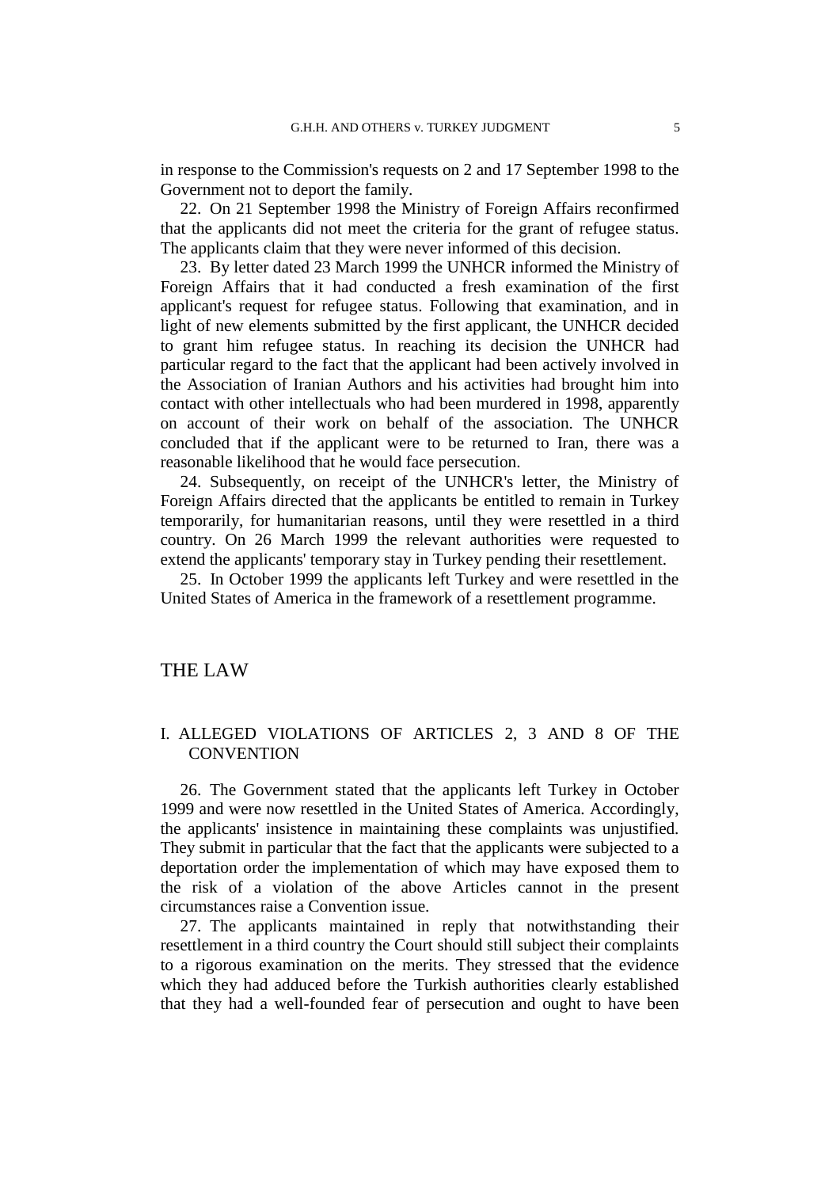in response to the Commission's requests on 2 and 17 September 1998 to the Government not to deport the family.

22. On 21 September 1998 the Ministry of Foreign Affairs reconfirmed that the applicants did not meet the criteria for the grant of refugee status. The applicants claim that they were never informed of this decision.

23. By letter dated 23 March 1999 the UNHCR informed the Ministry of Foreign Affairs that it had conducted a fresh examination of the first applicant's request for refugee status. Following that examination, and in light of new elements submitted by the first applicant, the UNHCR decided to grant him refugee status. In reaching its decision the UNHCR had particular regard to the fact that the applicant had been actively involved in the Association of Iranian Authors and his activities had brought him into contact with other intellectuals who had been murdered in 1998, apparently on account of their work on behalf of the association. The UNHCR concluded that if the applicant were to be returned to Iran, there was a reasonable likelihood that he would face persecution.

24. Subsequently, on receipt of the UNHCR's letter, the Ministry of Foreign Affairs directed that the applicants be entitled to remain in Turkey temporarily, for humanitarian reasons, until they were resettled in a third country. On 26 March 1999 the relevant authorities were requested to extend the applicants' temporary stay in Turkey pending their resettlement.

25. In October 1999 the applicants left Turkey and were resettled in the United States of America in the framework of a resettlement programme.

# THE LAW

## I. ALLEGED VIOLATIONS OF ARTICLES 2, 3 AND 8 OF THE CONVENTION

26. The Government stated that the applicants left Turkey in October 1999 and were now resettled in the United States of America. Accordingly, the applicants' insistence in maintaining these complaints was unjustified. They submit in particular that the fact that the applicants were subjected to a deportation order the implementation of which may have exposed them to the risk of a violation of the above Articles cannot in the present circumstances raise a Convention issue.

27. The applicants maintained in reply that notwithstanding their resettlement in a third country the Court should still subject their complaints to a rigorous examination on the merits. They stressed that the evidence which they had adduced before the Turkish authorities clearly established that they had a well-founded fear of persecution and ought to have been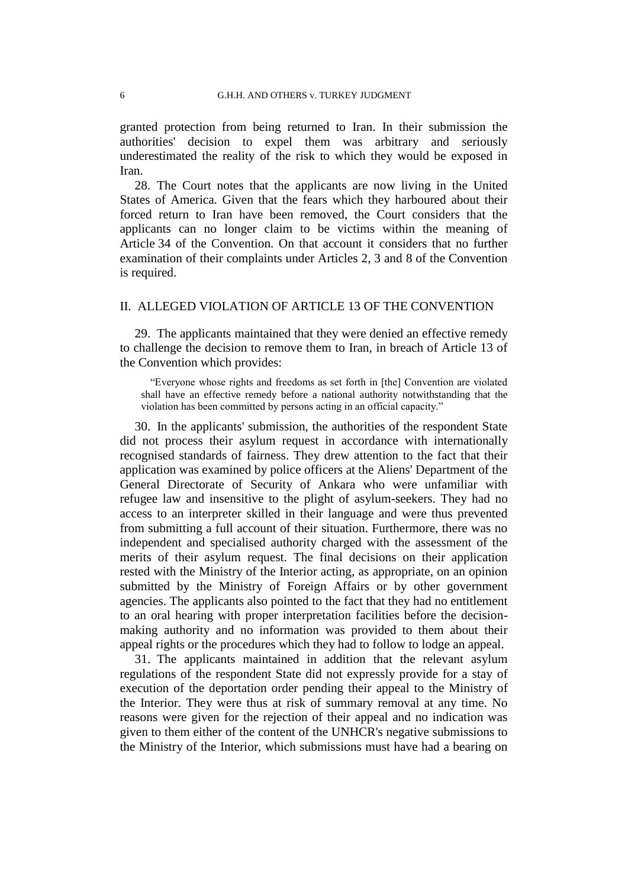granted protection from being returned to Iran. In their submission the authorities' decision to expel them was arbitrary and seriously underestimated the reality of the risk to which they would be exposed in Iran.

28. The Court notes that the applicants are now living in the United States of America. Given that the fears which they harboured about their forced return to Iran have been removed, the Court considers that the applicants can no longer claim to be victims within the meaning of Article 34 of the Convention. On that account it considers that no further examination of their complaints under Articles 2, 3 and 8 of the Convention is required.

## II. ALLEGED VIOLATION OF ARTICLE 13 OF THE CONVENTION

29. The applicants maintained that they were denied an effective remedy to challenge the decision to remove them to Iran, in breach of Article 13 of the Convention which provides:

> "Everyone whose rights and freedoms as set forth in [the] Convention are violated shall have an effective remedy before a national authority notwithstanding that the violation has been committed by persons acting in an official capacity."

30. In the applicants' submission, the authorities of the respondent State did not process their asylum request in accordance with internationally recognised standards of fairness. They drew attention to the fact that their application was examined by police officers at the Aliens' Department of the General Directorate of Security of Ankara who were unfamiliar with refugee law and insensitive to the plight of asylum-seekers. They had no access to an interpreter skilled in their language and were thus prevented from submitting a full account of their situation. Furthermore, there was no independent and specialised authority charged with the assessment of the merits of their asylum request. The final decisions on their application rested with the Ministry of the Interior acting, as appropriate, on an opinion submitted by the Ministry of Foreign Affairs or by other government agencies. The applicants also pointed to the fact that they had no entitlement to an oral hearing with proper interpretation facilities before the decision-making authority and no information was provided to them about their appeal rights or the procedures which they had to follow to lodge an appeal.

31. The applicants maintained in addition that the relevant asylum regulations of the respondent State did not expressly provide for a stay of execution of the deportation order pending their appeal to the Ministry of the Interior. They were thus at risk of summary removal at any time. No reasons were given for the rejection of their appeal and no indication was given to them either of the content of the UNHCR's negative submissions to the Ministry of the Interior, which submissions must have had a bearing on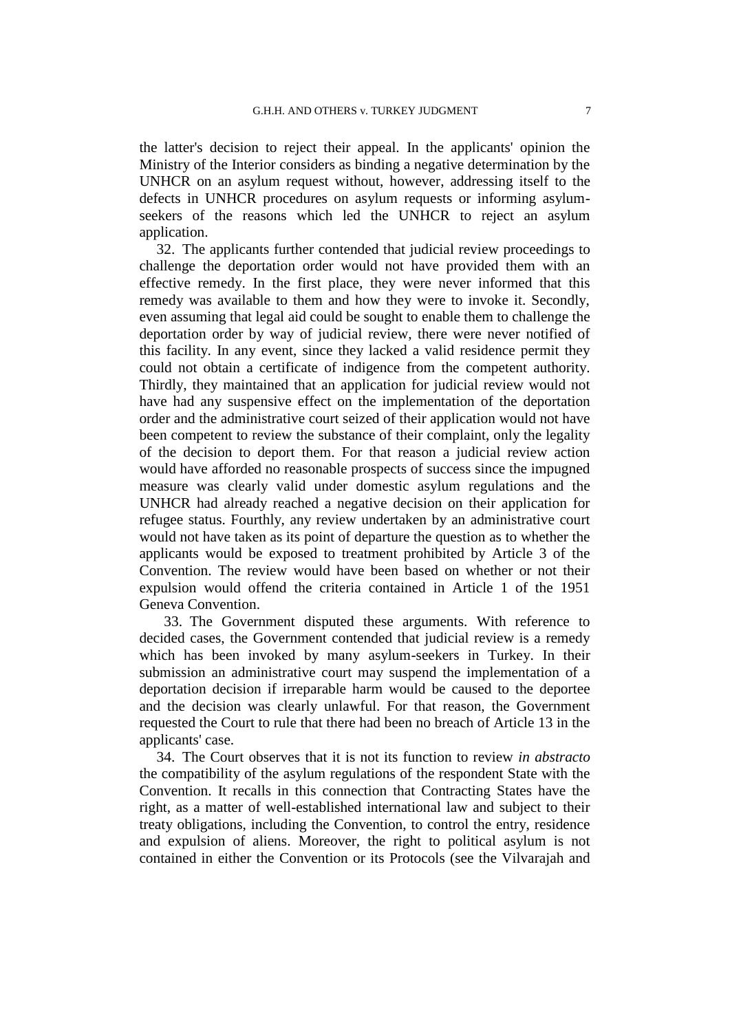the latter's decision to reject their appeal. In the applicants' opinion the Ministry of the Interior considers as binding a negative determination by the UNHCR on an asylum request without, however, addressing itself to the defects in UNHCR procedures on asylum requests or informing asylum-seekers of the reasons which led the UNHCR to reject an asylum application.

32. The applicants further contended that judicial review proceedings to challenge the deportation order would not have provided them with an effective remedy. In the first place, they were never informed that this remedy was available to them and how they were to invoke it. Secondly, even assuming that legal aid could be sought to enable them to challenge the deportation order by way of judicial review, there were never notified of this facility. In any event, since they lacked a valid residence permit they could not obtain a certificate of indigence from the competent authority. Thirdly, they maintained that an application for judicial review would not have had any suspensive effect on the implementation of the deportation order and the administrative court seized of their application would not have been competent to review the substance of their complaint, only the legality of the decision to deport them. For that reason a judicial review action would have afforded no reasonable prospects of success since the impugned measure was clearly valid under domestic asylum regulations and the UNHCR had already reached a negative decision on their application for refugee status. Fourthly, any review undertaken by an administrative court would not have taken as its point of departure the question as to whether the applicants would be exposed to treatment prohibited by Article 3 of the Convention. The review would have been based on whether or not their expulsion would offend the criteria contained in Article 1 of the 1951 Geneva Convention.

33. The Government disputed these arguments. With reference to decided cases, the Government contended that judicial review is a remedy which has been invoked by many asylum-seekers in Turkey. In their submission an administrative court may suspend the implementation of a deportation decision if irreparable harm would be caused to the deportee and the decision was clearly unlawful. For that reason, the Government requested the Court to rule that there had been no breach of Article 13 in the applicants' case.

34. The Court observes that it is not its function to review *in abstracto* the compatibility of the asylum regulations of the respondent State with the Convention. It recalls in this connection that Contracting States have the right, as a matter of well-established international law and subject to their treaty obligations, including the Convention, to control the entry, residence and expulsion of aliens. Moreover, the right to political asylum is not contained in either the Convention or its Protocols (see the Vilvarajah and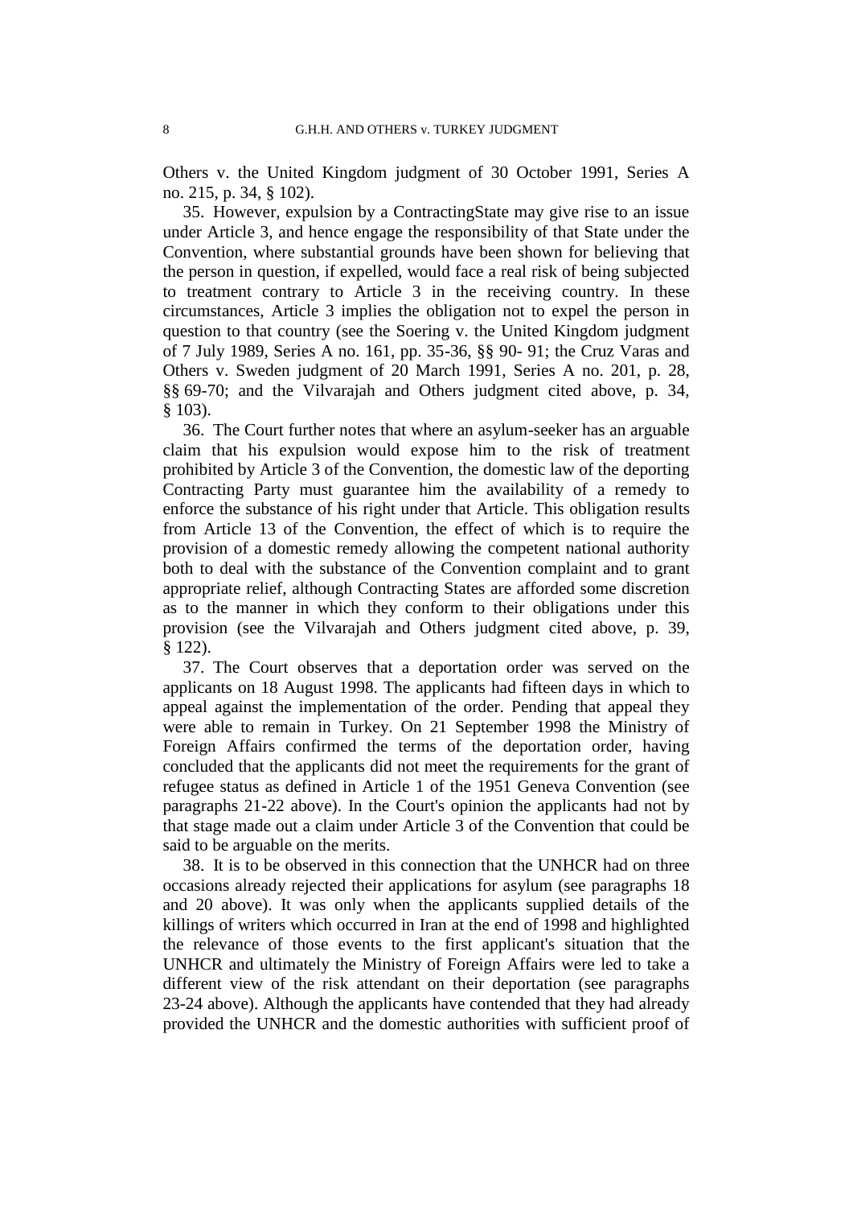Others v. the United Kingdom judgment of 30 October 1991, Series A no. 215, p. 34, § 102).

35. However, expulsion by a ContractingState may give rise to an issue under Article 3, and hence engage the responsibility of that State under the Convention, where substantial grounds have been shown for believing that the person in question, if expelled, would face a real risk of being subjected to treatment contrary to Article 3 in the receiving country. In these circumstances, Article 3 implies the obligation not to expel the person in question to that country (see the Soering v. the United Kingdom judgment of 7 July 1989, Series A no. 161, pp. 35-36, §§ 90- 91; the Cruz Varas and Others v. Sweden judgment of 20 March 1991, Series A no. 201, p. 28, §§ 69-70; and the Vilvarajah and Others judgment cited above, p. 34, § 103).

36. The Court further notes that where an asylum-seeker has an arguable claim that his expulsion would expose him to the risk of treatment prohibited by Article 3 of the Convention, the domestic law of the deporting Contracting Party must guarantee him the availability of a remedy to enforce the substance of his right under that Article. This obligation results from Article 13 of the Convention, the effect of which is to require the provision of a domestic remedy allowing the competent national authority both to deal with the substance of the Convention complaint and to grant appropriate relief, although Contracting States are afforded some discretion as to the manner in which they conform to their obligations under this provision (see the Vilvarajah and Others judgment cited above, p. 39, § 122).

37. The Court observes that a deportation order was served on the applicants on 18 August 1998. The applicants had fifteen days in which to appeal against the implementation of the order. Pending that appeal they were able to remain in Turkey. On 21 September 1998 the Ministry of Foreign Affairs confirmed the terms of the deportation order, having concluded that the applicants did not meet the requirements for the grant of refugee status as defined in Article 1 of the 1951 Geneva Convention (see paragraphs 21-22 above). In the Court's opinion the applicants had not by that stage made out a claim under Article 3 of the Convention that could be said to be arguable on the merits.

38. It is to be observed in this connection that the UNHCR had on three occasions already rejected their applications for asylum (see paragraphs 18 and 20 above). It was only when the applicants supplied details of the killings of writers which occurred in Iran at the end of 1998 and highlighted the relevance of those events to the first applicant's situation that the UNHCR and ultimately the Ministry of Foreign Affairs were led to take a different view of the risk attendant on their deportation (see paragraphs 23-24 above). Although the applicants have contended that they had already provided the UNHCR and the domestic authorities with sufficient proof of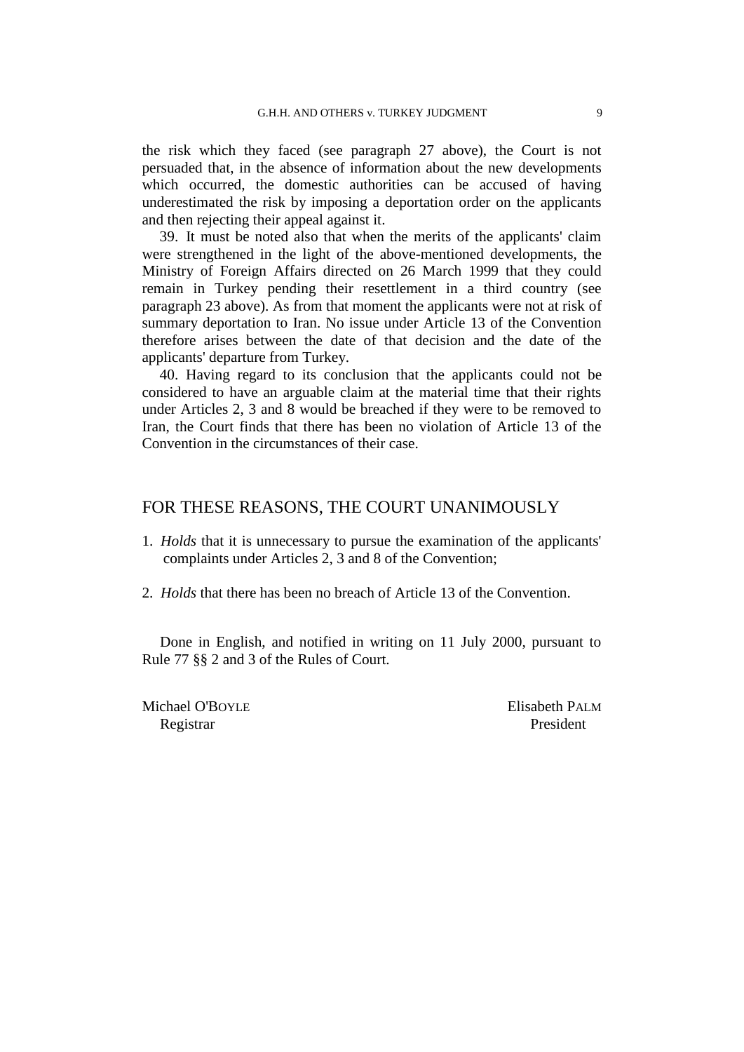the risk which they faced (see paragraph 27 above), the Court is not persuaded that, in the absence of information about the new developments which occurred, the domestic authorities can be accused of having underestimated the risk by imposing a deportation order on the applicants and then rejecting their appeal against it.

39. It must be noted also that when the merits of the applicants' claim were strengthened in the light of the above-mentioned developments, the Ministry of Foreign Affairs directed on 26 March 1999 that they could remain in Turkey pending their resettlement in a third country (see paragraph 23 above). As from that moment the applicants were not at risk of summary deportation to Iran. No issue under Article 13 of the Convention therefore arises between the date of that decision and the date of the applicants' departure from Turkey.

40. Having regard to its conclusion that the applicants could not be considered to have an arguable claim at the material time that their rights under Articles 2, 3 and 8 would be breached if they were to be removed to Iran, the Court finds that there has been no violation of Article 13 of the Convention in the circumstances of their case.

## FOR THESE REASONS, THE COURT UNANIMOUSLY

1. *Holds* that it is unnecessary to pursue the examination of the applicants' complaints under Articles 2, 3 and 8 of the Convention;

2. *Holds* that there has been no breach of Article 13 of the Convention.

Done in English, and notified in writing on 11 July 2000, pursuant to Rule 77 §§ 2 and 3 of the Rules of Court.

Michael O'BOYLE
Registrar

Elisabeth PALM
President